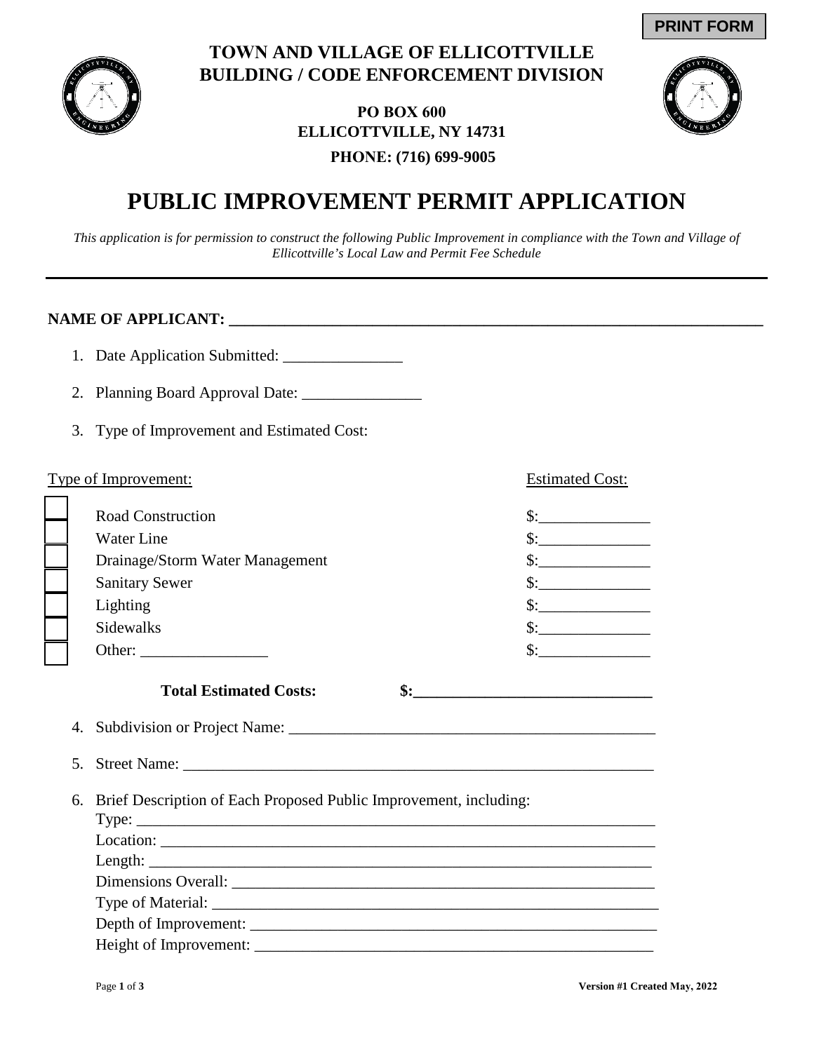PRINT FORM

**TOWN AND VILLAGE OF ELLICOTTVILLE**
**BUILDING / CODE ENFORCEMENT DIVISION**

**PO BOX 600**
**ELLICOTTVILLE, NY 14731**
**PHONE: (716) 699-9005**

# PUBLIC IMPROVEMENT PERMIT APPLICATION

*This application is for permission to construct the following Public Improvement in compliance with the Town and Village of Ellicottville's Local Law and Permit Fee Schedule*

---

**NAME OF APPLICANT: ______________________________________________________________**

1. Date Application Submitted: _______________
2. Planning Board Approval Date: _______________
3. Type of Improvement and Estimated Cost:

| Type of Improvement: | Estimated Cost: |
|---|---|
| ☐ Road Construction | $:______________ |
| ☐ Water Line | $:______________ |
| ☐ Drainage/Storm Water Management | $:______________ |
| ☐ Sanitary Sewer | $:______________ |
| ☐ Lighting | $:______________ |
| ☐ Sidewalks | $:______________ |
| ☐ Other: ________________ | $:______________ |

**Total Estimated Costs: $:_____________________________**

4. Subdivision or Project Name: ______________________________________________
5. Street Name: ____________________________________________________________
6. Brief Description of Each Proposed Public Improvement, including:
   Type: _________________________________________________________________
   Location: ______________________________________________________________
   Length: _______________________________________________________________
   Dimensions Overall: _____________________________________________________
   Type of Material: _______________________________________________________
   Depth of Improvement: ___________________________________________________
   Height of Improvement: __________________________________________________

Version #1 Created May, 2022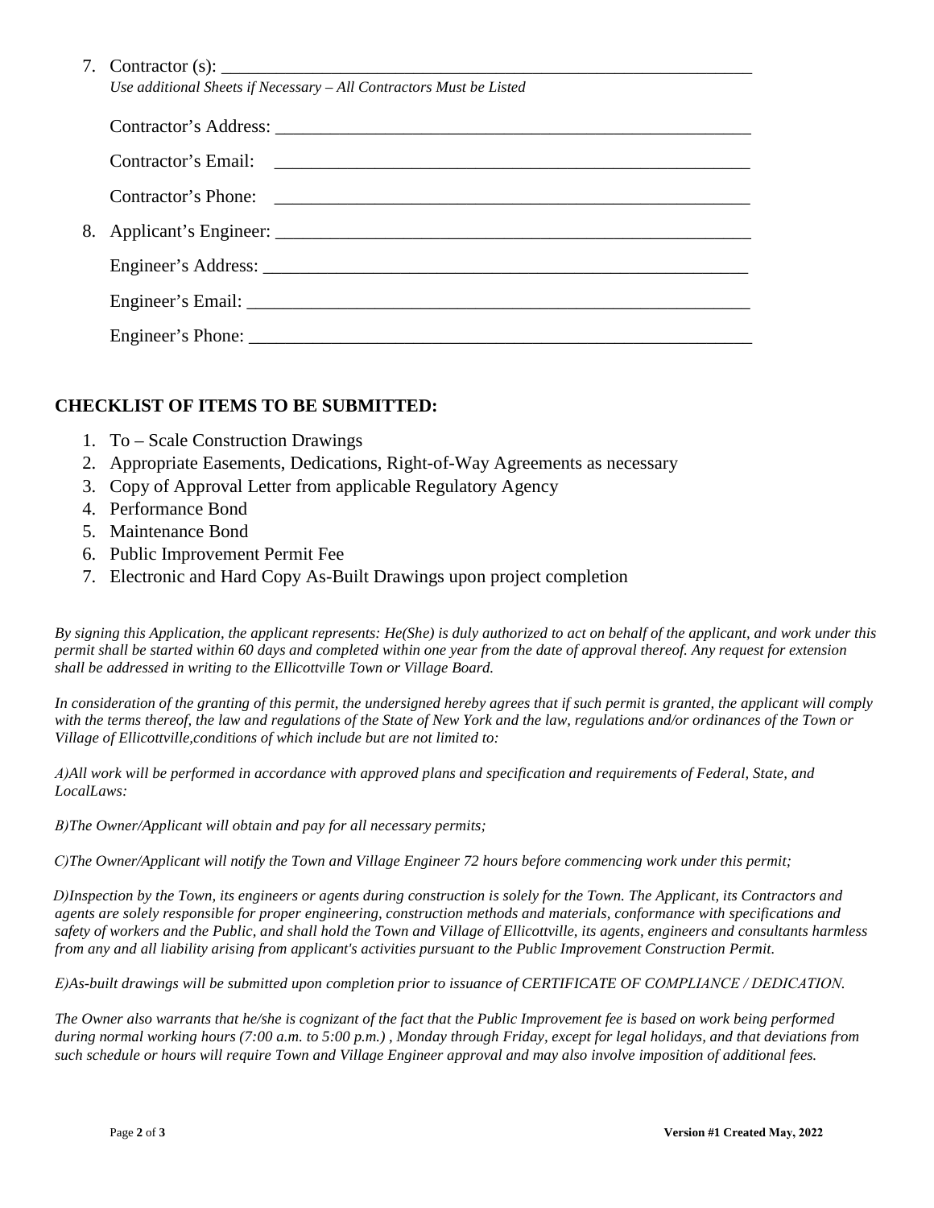7. Contractor (s): ___________________________________________________________

   *Use additional Sheets if Necessary – All Contractors Must be Listed*

   Contractor's Address: ___________________________________________________

   Contractor's Email: ____________________________________________________

   Contractor's Phone: ____________________________________________________

8. Applicant's Engineer: ___________________________________________________

   Engineer's Address: _____________________________________________________

   Engineer's Email: _______________________________________________________

   Engineer's Phone: _______________________________________________________

## CHECKLIST OF ITEMS TO BE SUBMITTED:

1. To – Scale Construction Drawings
2. Appropriate Easements, Dedications, Right-of-Way Agreements as necessary
3. Copy of Approval Letter from applicable Regulatory Agency
4. Performance Bond
5. Maintenance Bond
6. Public Improvement Permit Fee
7. Electronic and Hard Copy As-Built Drawings upon project completion

*By signing this Application, the applicant represents: He(She) is duly authorized to act on behalf of the applicant, and work under this permit shall be started within 60 days and completed within one year from the date of approval thereof. Any request for extension shall be addressed in writing to the Ellicottville Town or Village Board.*

*In consideration of the granting of this permit, the undersigned hereby agrees that if such permit is granted, the applicant will comply with the terms thereof, the law and regulations of the State of New York and the law, regulations and/or ordinances of the Town or Village of Ellicottville,conditions of which include but are not limited to:*

*A)All work will be performed in accordance with approved plans and specification and requirements of Federal, State, and LocalLaws:*

*B)The Owner/Applicant will obtain and pay for all necessary permits;*

*C)The Owner/Applicant will notify the Town and Village Engineer 72 hours before commencing work under this permit;*

*D)Inspection by the Town, its engineers or agents during construction is solely for the Town. The Applicant, its Contractors and agents are solely responsible for proper engineering, construction methods and materials, conformance with specifications and safety of workers and the Public, and shall hold the Town and Village of Ellicottville, its agents, engineers and consultants harmless from any and all liability arising from applicant's activities pursuant to the Public Improvement Construction Permit.*

*E)As-built drawings will be submitted upon completion prior to issuance of CERTIFICATE OF COMPLIANCE / DEDICATION.*

*The Owner also warrants that he/she is cognizant of the fact that the Public Improvement fee is based on work being performed during normal working hours (7:00 a.m. to 5:00 p.m.) , Monday through Friday, except for legal holidays, and that deviations from such schedule or hours will require Town and Village Engineer approval and may also involve imposition of additional fees.*

**Version #1 Created May, 2022**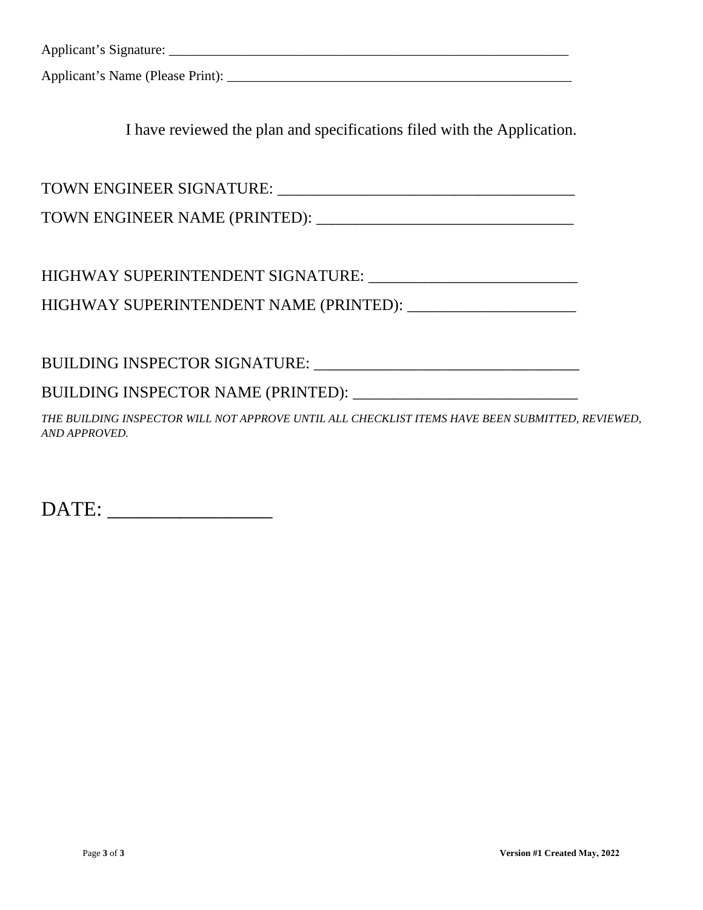Applicant's Signature: ___________________________________________________________

Applicant's Name (Please Print): ___________________________________________________

I have reviewed the plan and specifications filed with the Application.

TOWN ENGINEER SIGNATURE: _____________________________________

TOWN ENGINEER NAME (PRINTED): _________________________________

HIGHWAY SUPERINTENDENT SIGNATURE: __________________________

HIGHWAY SUPERINTENDENT NAME (PRINTED): _____________________

BUILDING INSPECTOR SIGNATURE: _________________________________

BUILDING INSPECTOR NAME (PRINTED): ____________________________

*THE BUILDING INSPECTOR WILL NOT APPROVE UNTIL ALL CHECKLIST ITEMS HAVE BEEN SUBMITTED, REVIEWED, AND APPROVED.*

DATE: _________________

**Version #1 Created May, 2022**